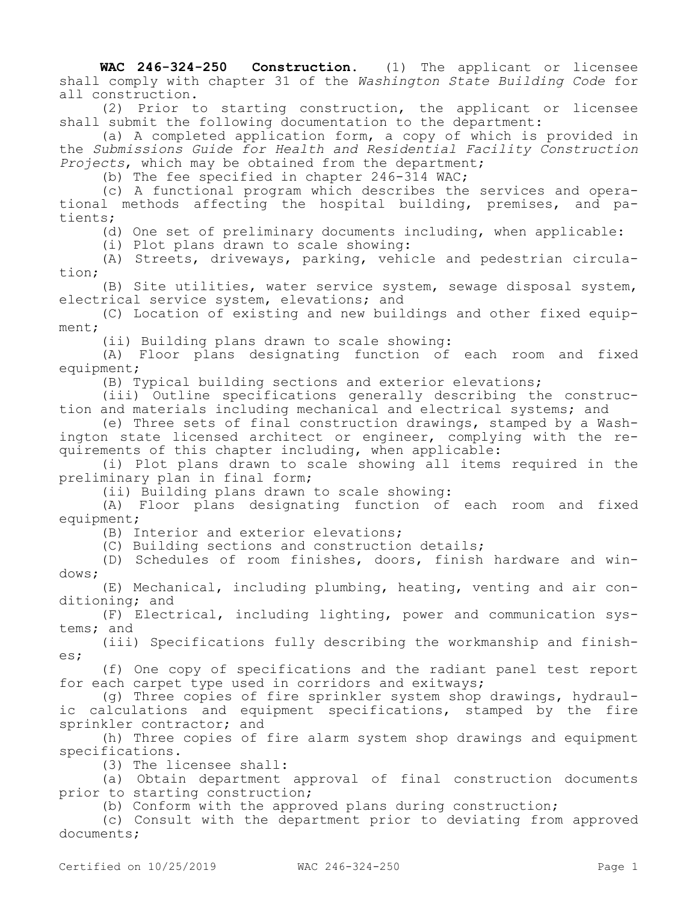**WAC 246-324-250 Construction.** (1) The applicant or licensee shall comply with chapter 31 of the *Washington State Building Code* for all construction.

(2) Prior to starting construction, the applicant or licensee shall submit the following documentation to the department:

(a) A completed application form, a copy of which is provided in the *Submissions Guide for Health and Residential Facility Construction Projects*, which may be obtained from the department;

(b) The fee specified in chapter 246-314 WAC;

(c) A functional program which describes the services and operational methods affecting the hospital building, premises, and patients;

(d) One set of preliminary documents including, when applicable:

(i) Plot plans drawn to scale showing:

(A) Streets, driveways, parking, vehicle and pedestrian circulation;

(B) Site utilities, water service system, sewage disposal system, electrical service system, elevations; and

(C) Location of existing and new buildings and other fixed equipment;

(ii) Building plans drawn to scale showing:

(A) Floor plans designating function of each room and fixed equipment;

(B) Typical building sections and exterior elevations;

(iii) Outline specifications generally describing the construction and materials including mechanical and electrical systems; and

(e) Three sets of final construction drawings, stamped by a Washington state licensed architect or engineer, complying with the requirements of this chapter including, when applicable:

(i) Plot plans drawn to scale showing all items required in the preliminary plan in final form;

(ii) Building plans drawn to scale showing:

(A) Floor plans designating function of each room and fixed equipment;

(B) Interior and exterior elevations;

(C) Building sections and construction details;

(D) Schedules of room finishes, doors, finish hardware and windows;

(E) Mechanical, including plumbing, heating, venting and air conditioning; and

(F) Electrical, including lighting, power and communication systems; and

(iii) Specifications fully describing the workmanship and finishes;

(f) One copy of specifications and the radiant panel test report for each carpet type used in corridors and exitways;

(g) Three copies of fire sprinkler system shop drawings, hydraulic calculations and equipment specifications, stamped by the fire sprinkler contractor; and

(h) Three copies of fire alarm system shop drawings and equipment specifications.

(3) The licensee shall:

(a) Obtain department approval of final construction documents prior to starting construction;

(b) Conform with the approved plans during construction;

(c) Consult with the department prior to deviating from approved documents;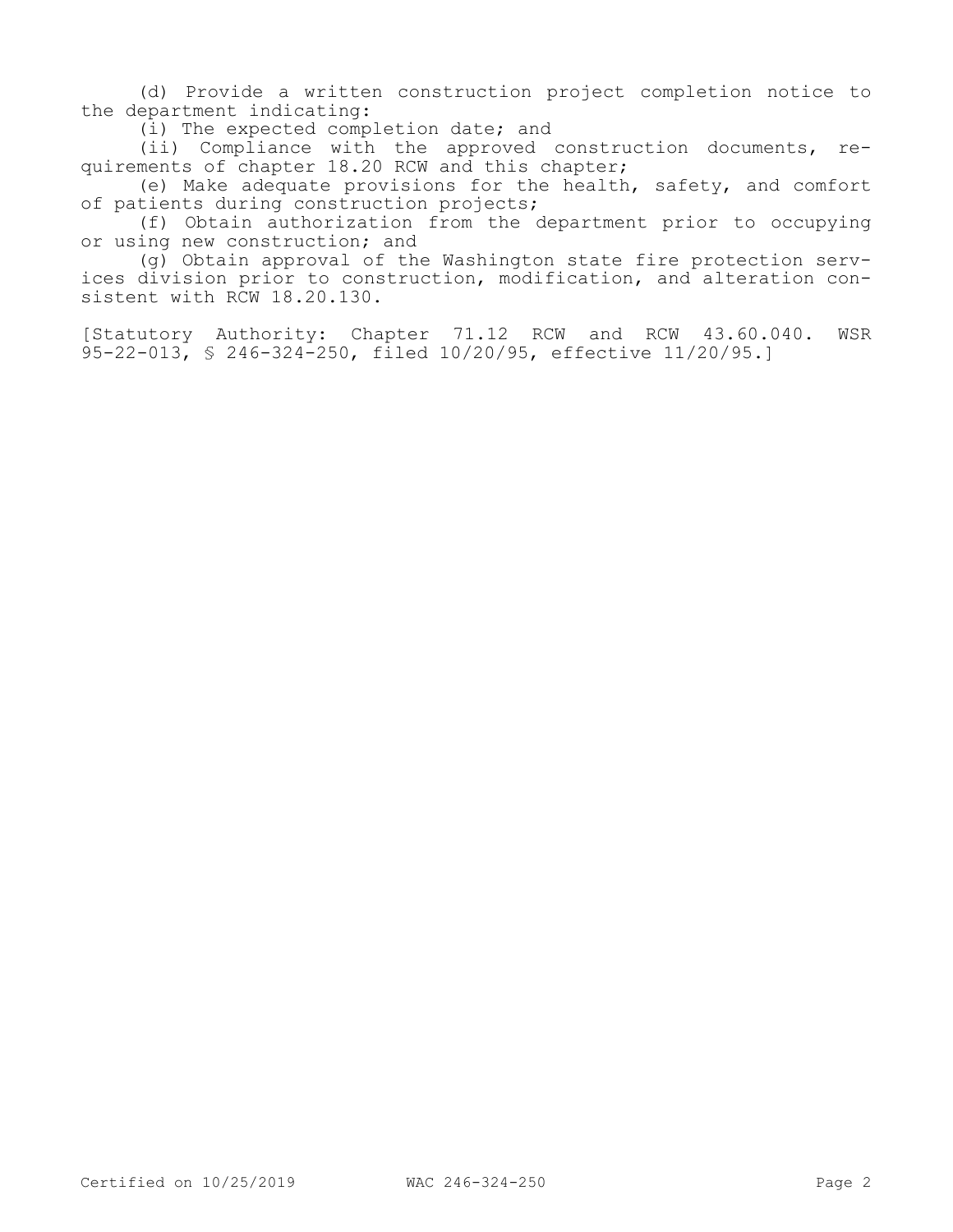(d) Provide a written construction project completion notice to the department indicating:

(i) The expected completion date; and

(ii) Compliance with the approved construction documents, requirements of chapter 18.20 RCW and this chapter;

(e) Make adequate provisions for the health, safety, and comfort of patients during construction projects;

(f) Obtain authorization from the department prior to occupying or using new construction; and

(g) Obtain approval of the Washington state fire protection services division prior to construction, modification, and alteration consistent with RCW 18.20.130.

[Statutory Authority: Chapter 71.12 RCW and RCW 43.60.040. WSR 95-22-013, § 246-324-250, filed 10/20/95, effective 11/20/95.]